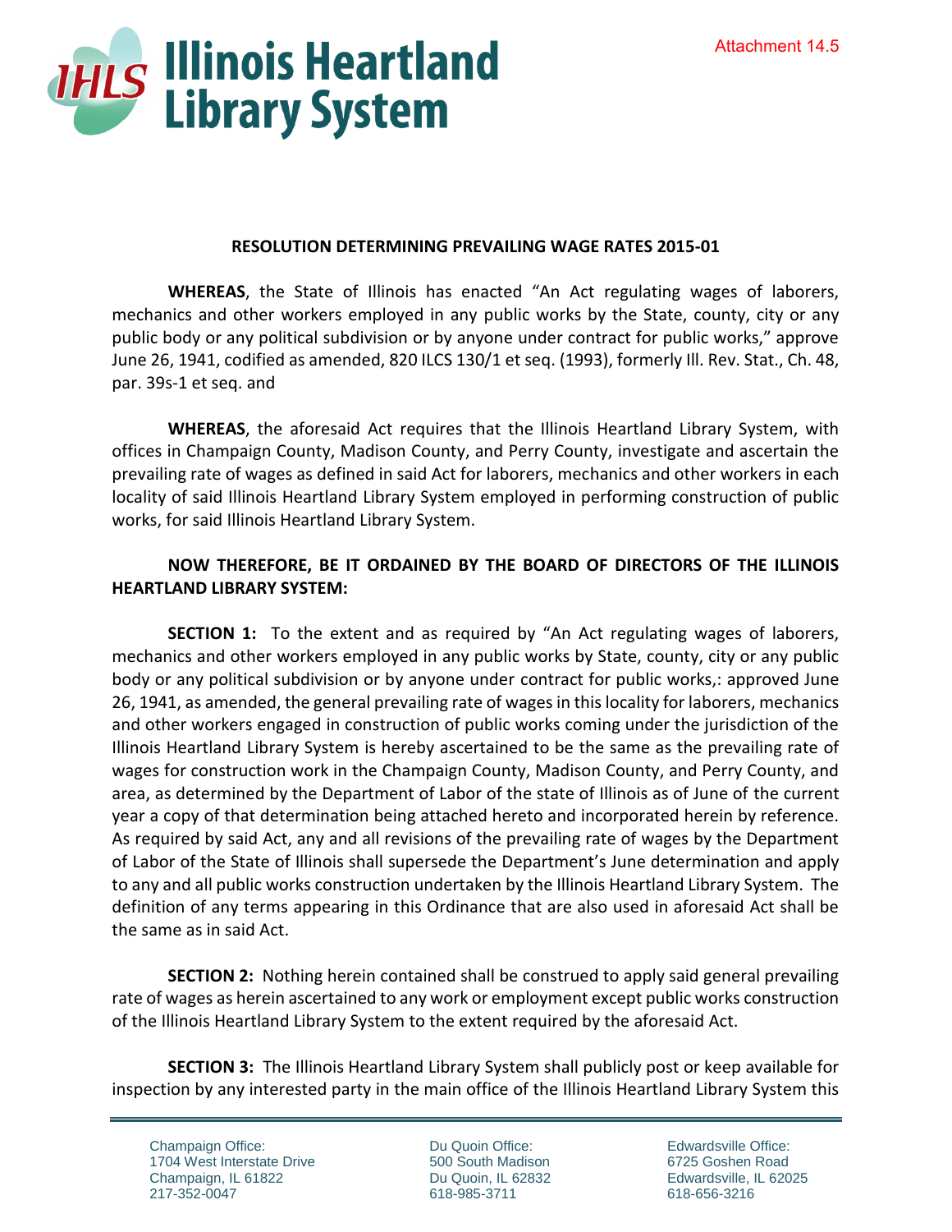Attachment 14.5

**Illinois Heartland Library System**

**RESOLUTION DETERMINING PREVAILING WAGE RATES 2015-01**

**WHEREAS**, the State of Illinois has enacted "An Act regulating wages of laborers, mechanics and other workers employed in any public works by the State, county, city or any public body or any political subdivision or by anyone under contract for public works," approve June 26, 1941, codified as amended, 820 ILCS 130/1 et seq. (1993), formerly Ill. Rev. Stat., Ch. 48, par. 39s-1 et seq. and

**WHEREAS**, the aforesaid Act requires that the Illinois Heartland Library System, with offices in Champaign County, Madison County, and Perry County, investigate and ascertain the prevailing rate of wages as defined in said Act for laborers, mechanics and other workers in each locality of said Illinois Heartland Library System employed in performing construction of public works, for said Illinois Heartland Library System.

**NOW THEREFORE, BE IT ORDAINED BY THE BOARD OF DIRECTORS OF THE ILLINOIS HEARTLAND LIBRARY SYSTEM:**

**SECTION 1:** To the extent and as required by "An Act regulating wages of laborers, mechanics and other workers employed in any public works by State, county, city or any public body or any political subdivision or by anyone under contract for public works,: approved June 26, 1941, as amended, the general prevailing rate of wages in this locality for laborers, mechanics and other workers engaged in construction of public works coming under the jurisdiction of the Illinois Heartland Library System is hereby ascertained to be the same as the prevailing rate of wages for construction work in the Champaign County, Madison County, and Perry County, and area, as determined by the Department of Labor of the state of Illinois as of June of the current year a copy of that determination being attached hereto and incorporated herein by reference. As required by said Act, any and all revisions of the prevailing rate of wages by the Department of Labor of the State of Illinois shall supersede the Department's June determination and apply to any and all public works construction undertaken by the Illinois Heartland Library System. The definition of any terms appearing in this Ordinance that are also used in aforesaid Act shall be the same as in said Act.

**SECTION 2:** Nothing herein contained shall be construed to apply said general prevailing rate of wages as herein ascertained to any work or employment except public works construction of the Illinois Heartland Library System to the extent required by the aforesaid Act.

**SECTION 3:** The Illinois Heartland Library System shall publicly post or keep available for inspection by any interested party in the main office of the Illinois Heartland Library System this

Champaign Office:
1704 West Interstate Drive
Champaign, IL 61822
217-352-0047

Du Quoin Office:
500 South Madison
Du Quoin, IL 62832
618-985-3711

Edwardsville Office:
6725 Goshen Road
Edwardsville, IL 62025
618-656-3216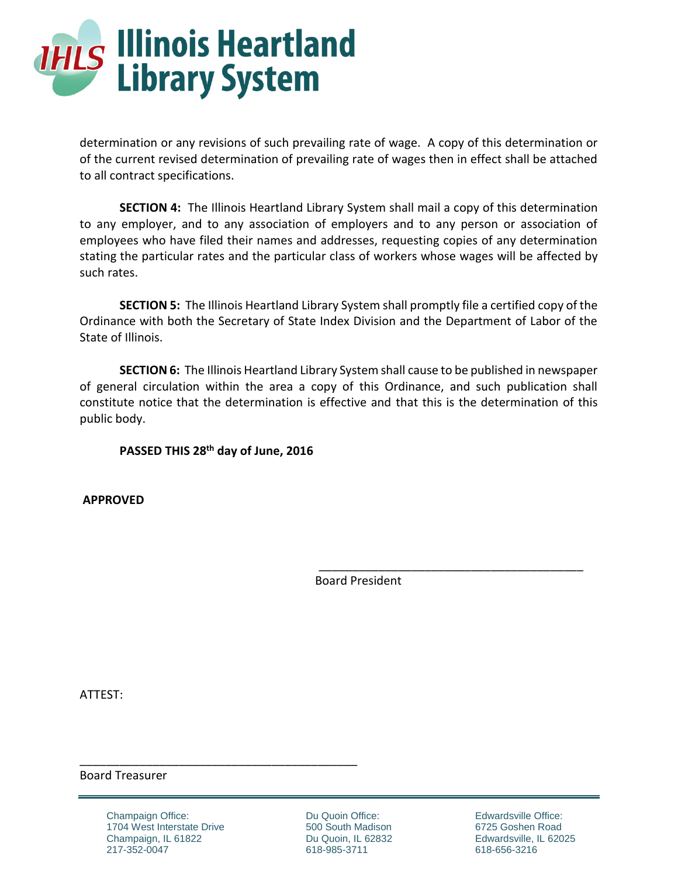determination or any revisions of such prevailing rate of wage. A copy of this determination or of the current revised determination of prevailing rate of wages then in effect shall be attached to all contract specifications.

**SECTION 4:** The Illinois Heartland Library System shall mail a copy of this determination to any employer, and to any association of employers and to any person or association of employees who have filed their names and addresses, requesting copies of any determination stating the particular rates and the particular class of workers whose wages will be affected by such rates.

**SECTION 5:** The Illinois Heartland Library System shall promptly file a certified copy of the Ordinance with both the Secretary of State Index Division and the Department of Labor of the State of Illinois.

**SECTION 6:** The Illinois Heartland Library System shall cause to be published in newspaper of general circulation within the area a copy of this Ordinance, and such publication shall constitute notice that the determination is effective and that this is the determination of this public body.

**PASSED THIS 28th day of June, 2016**

**APPROVED**

\_\_\_\_\_\_\_\_\_\_\_\_\_\_\_\_\_\_\_\_\_\_\_\_\_\_\_\_\_\_\_\_\_\_\_\_\_\_\_\_

Board President

ATTEST:

\_\_\_\_\_\_\_\_\_\_\_\_\_\_\_\_\_\_\_\_\_\_\_\_\_\_\_\_\_\_\_\_\_\_\_\_\_\_\_\_

Board Treasurer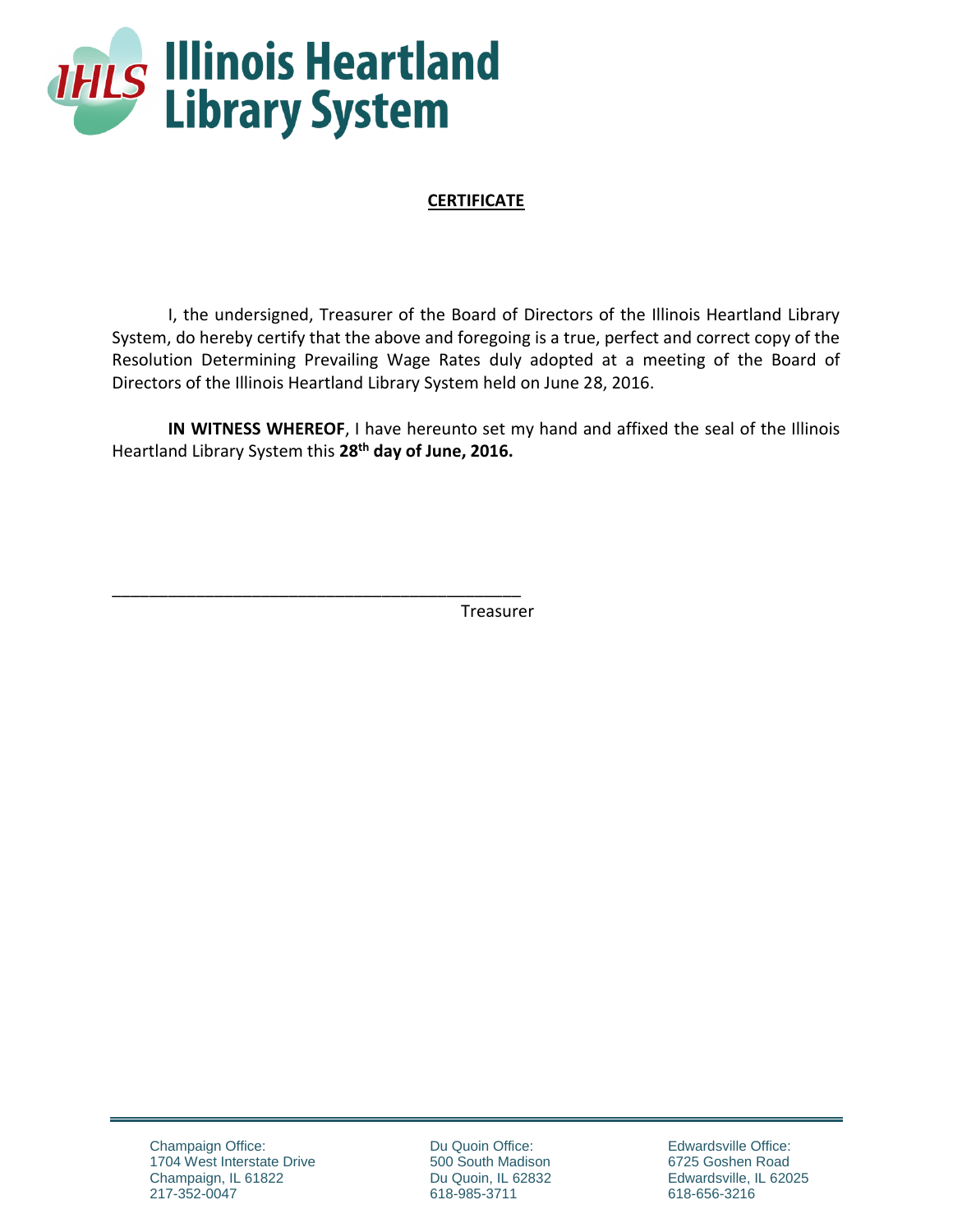# Illinois Heartland Library System

## CERTIFICATE

I, the undersigned, Treasurer of the Board of Directors of the Illinois Heartland Library System, do hereby certify that the above and foregoing is a true, perfect and correct copy of the Resolution Determining Prevailing Wage Rates duly adopted at a meeting of the Board of Directors of the Illinois Heartland Library System held on June 28, 2016.

**IN WITNESS WHEREOF**, I have hereunto set my hand and affixed the seal of the Illinois Heartland Library System this **28th day of June, 2016.**

\_\_\_\_\_\_\_\_\_\_\_\_\_\_\_\_\_\_\_\_\_\_\_\_\_\_\_\_\_\_\_\_\_\_\_\_\_\_\_\_\_\_\_\_

Treasurer

Champaign Office:
1704 West Interstate Drive
Champaign, IL 61822
217-352-0047

Du Quoin Office:
500 South Madison
Du Quoin, IL 62832
618-985-3711

Edwardsville Office:
6725 Goshen Road
Edwardsville, IL 62025
618-656-3216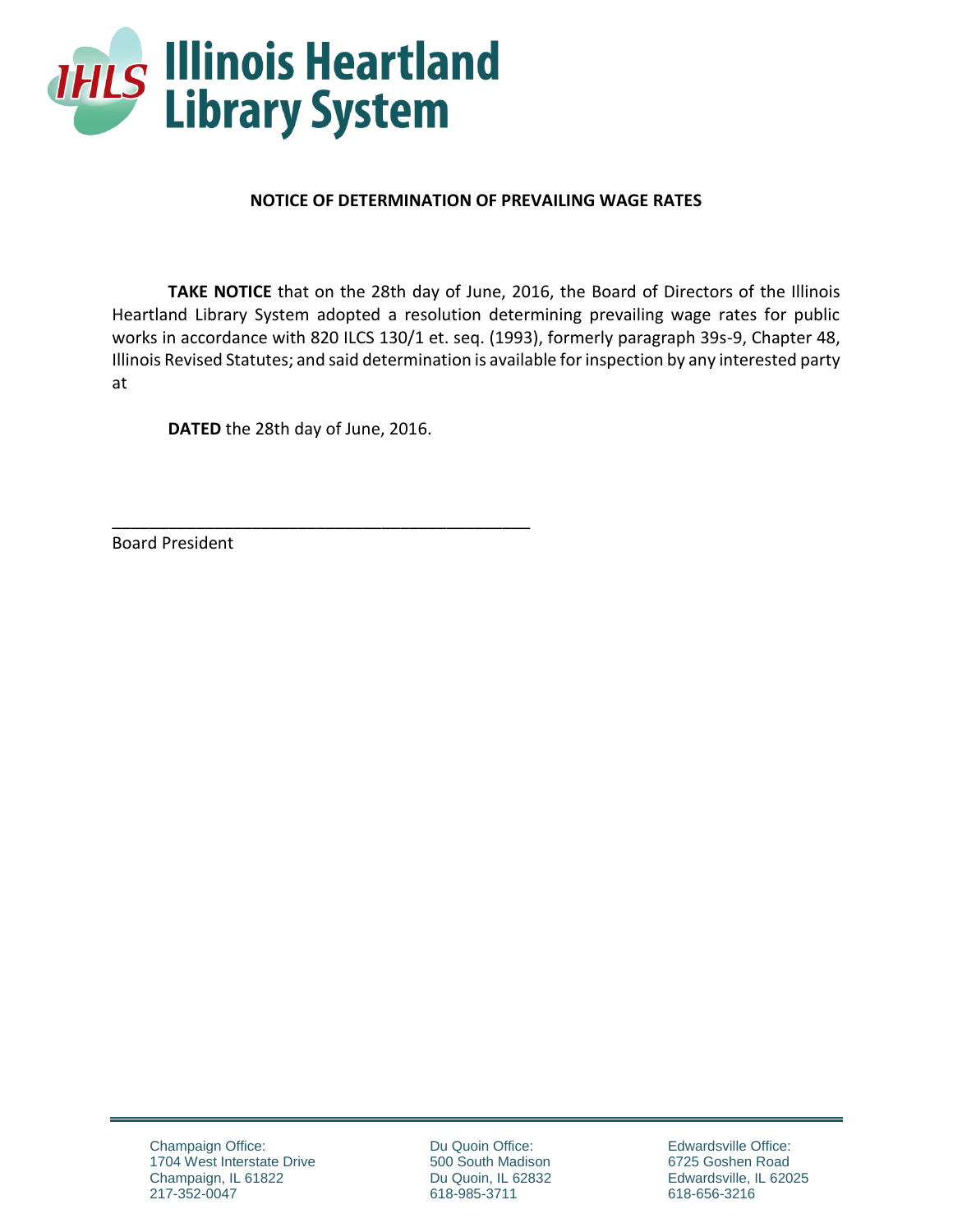# Illinois Heartland Library System

**NOTICE OF DETERMINATION OF PREVAILING WAGE RATES**

**TAKE NOTICE** that on the 28th day of June, 2016, the Board of Directors of the Illinois Heartland Library System adopted a resolution determining prevailing wage rates for public works in accordance with 820 ILCS 130/1 et. seq. (1993), formerly paragraph 39s-9, Chapter 48, Illinois Revised Statutes; and said determination is available for inspection by any interested party at

**DATED** the 28th day of June, 2016.

\_\_\_\_\_\_\_\_\_\_\_\_\_\_\_\_\_\_\_\_\_\_\_\_\_\_\_\_\_\_\_\_\_\_\_\_\_\_\_\_\_\_\_\_\_\_

Board President

Champaign Office:
1704 West Interstate Drive
Champaign, IL 61822
217-352-0047

Du Quoin Office:
500 South Madison
Du Quoin, IL 62832
618-985-3711

Edwardsville Office:
6725 Goshen Road
Edwardsville, IL 62025
618-656-3216